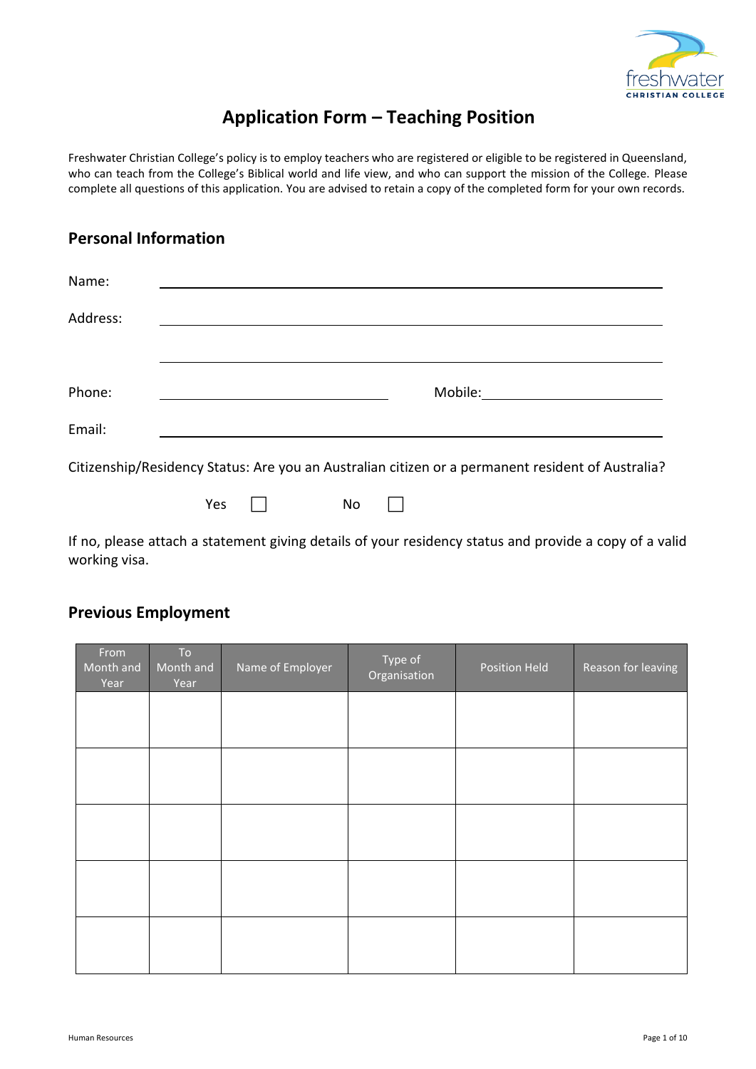# Application Form – Teaching Position

Freshwater Christian College's policy is to employ teachers who are registered or eligible to be registered in Queensland, who can teach from the College's Biblical world and life view, and who can support the mission of the College. Please complete all questions of this application. You are advised to retain a copy of the completed form for your own records.

## Personal Information

Name: ______________________________________________

Address: ______________________________________________

______________________________________________

Phone: ____________________ Mobile: ____________________

Email: ______________________________________________

Citizenship/Residency Status: Are you an Australian citizen or a permanent resident of Australia?

Yes ☐ No ☐

If no, please attach a statement giving details of your residency status and provide a copy of a valid working visa.

## Previous Employment

| From Month and Year | To Month and Year | Name of Employer | Type of Organisation | Position Held | Reason for leaving |
|---|---|---|---|---|---|
| | | | | | |
| | | | | | |
| | | | | | |
| | | | | | |
| | | | | | |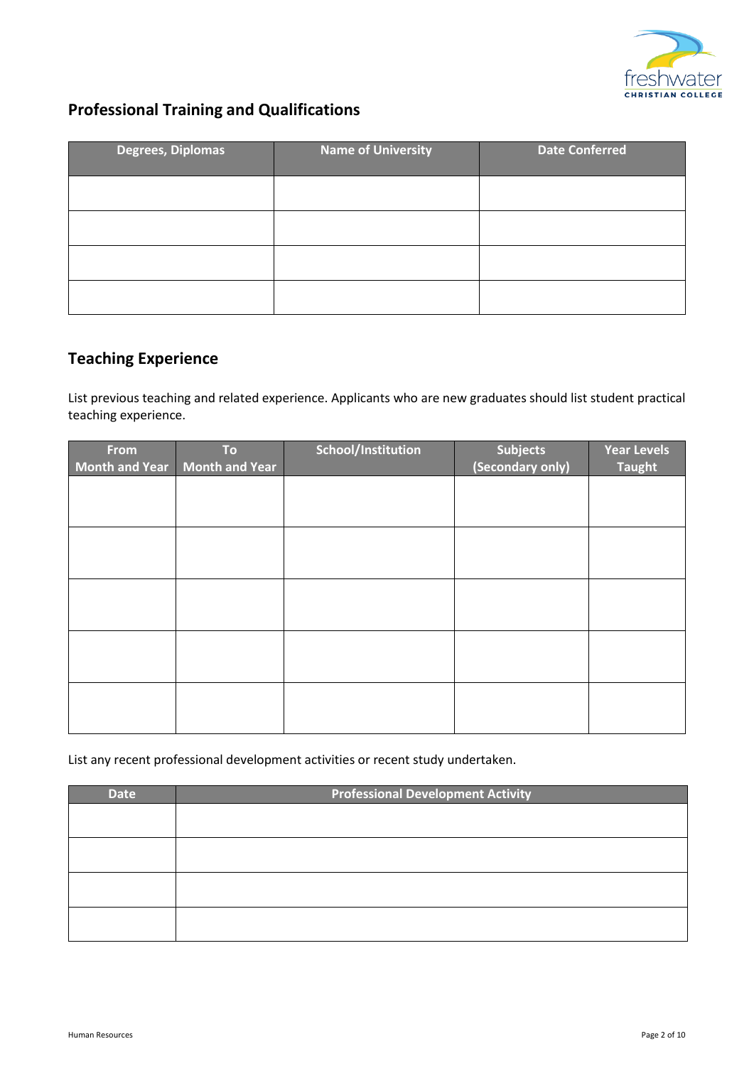## Professional Training and Qualifications

| Degrees, Diplomas | Name of University | Date Conferred |
|---|---|---|
| | | |
| | | |
| | | |
| | | |

## Teaching Experience

List previous teaching and related experience. Applicants who are new graduates should list student practical teaching experience.

| From Month and Year | To Month and Year | School/Institution | Subjects (Secondary only) | Year Levels Taught |
|---|---|---|---|---|
| | | | | |
| | | | | |
| | | | | |
| | | | | |
| | | | | |

List any recent professional development activities or recent study undertaken.

| Date | Professional Development Activity |
|---|---|
| | |
| | |
| | |
| | |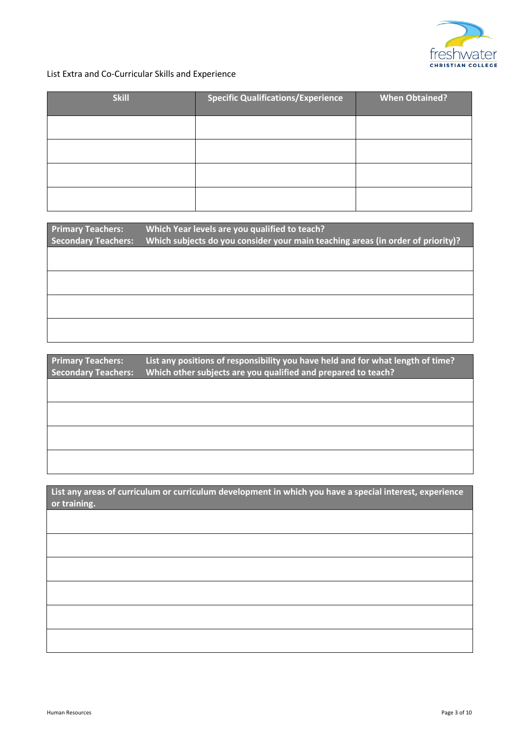List Extra and Co-Curricular Skills and Experience

| Skill | Specific Qualifications/Experience | When Obtained? |
|---|---|---|
| | | |
| | | |
| | | |
| | | |

| **Primary Teachers:** Which Year levels are you qualified to teach?<br>**Secondary Teachers:** Which subjects do you consider your main teaching areas (in order of priority)? |
|---|
| |
| |
| |
| |

| **Primary Teachers:** List any positions of responsibility you have held and for what length of time?<br>**Secondary Teachers:** Which other subjects are you qualified and prepared to teach? |
|---|
| |
| |
| |
| |

| List any areas of curriculum or curriculum development in which you have a special interest, experience or training. |
|---|
| |
| |
| |
| |
| |
| |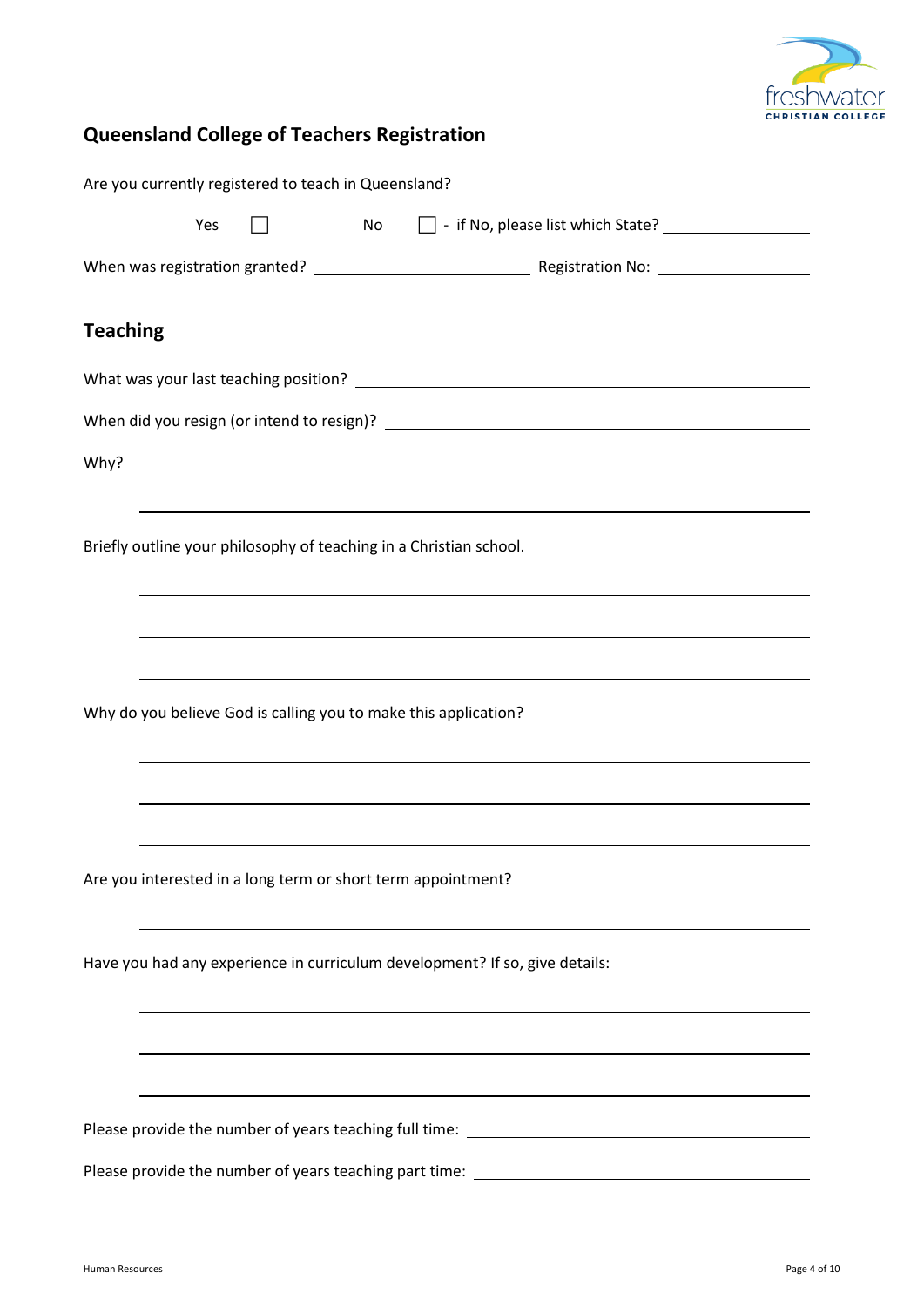## Queensland College of Teachers Registration

Are you currently registered to teach in Queensland?

Yes ☐ No ☐ - if No, please list which State? ________________

When was registration granted? ________________________ Registration No: ________________

## Teaching

What was your last teaching position? ______________________________________________

When did you resign (or intend to resign)? ______________________________________________

Why? ______________________________________________

______________________________________________

Briefly outline your philosophy of teaching in a Christian school.

______________________________________________

______________________________________________

______________________________________________

Why do you believe God is calling you to make this application?

______________________________________________

______________________________________________

______________________________________________

Are you interested in a long term or short term appointment?

______________________________________________

Have you had any experience in curriculum development? If so, give details:

______________________________________________

______________________________________________

______________________________________________

Please provide the number of years teaching full time: ________________________

Please provide the number of years teaching part time: ________________________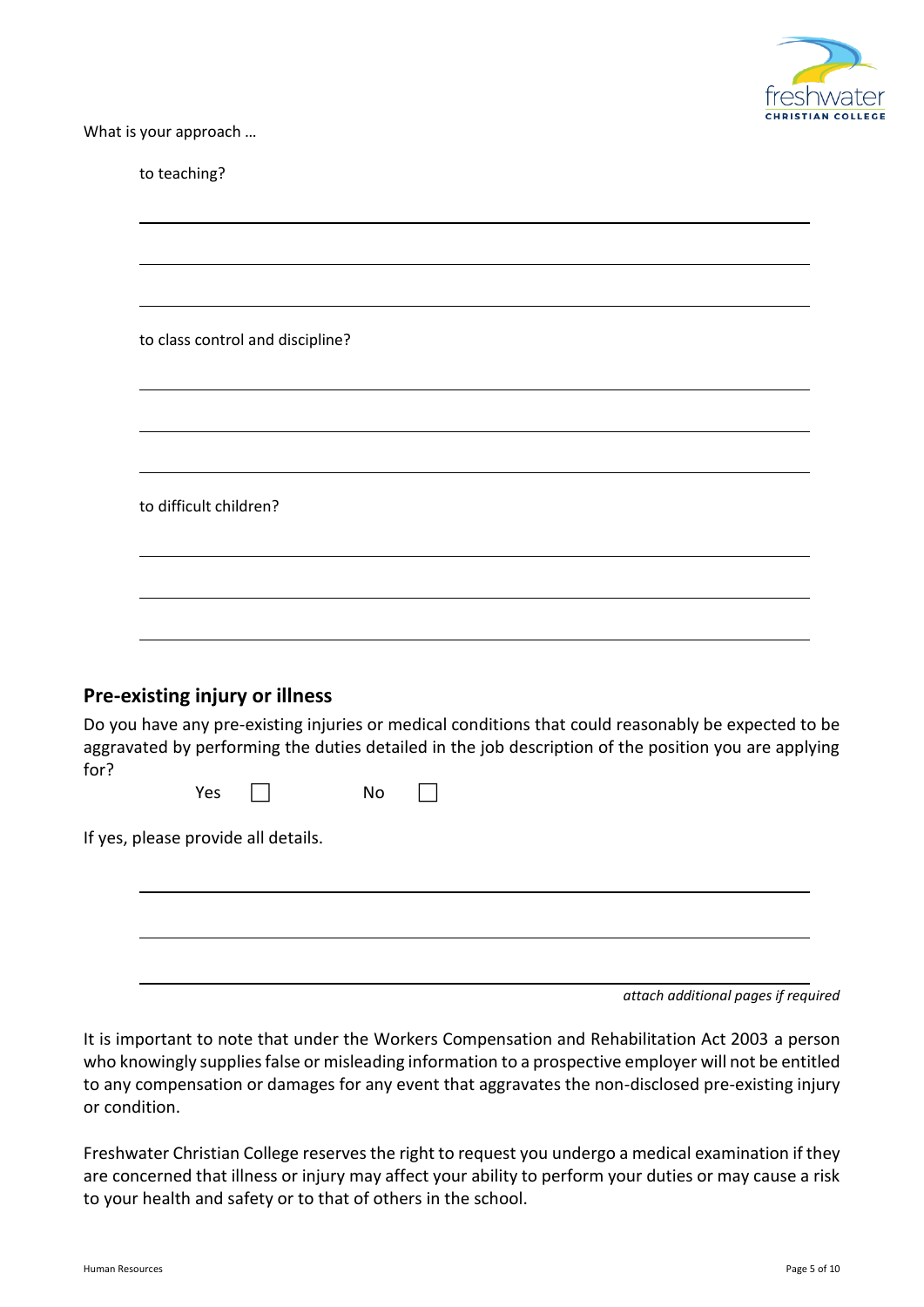What is your approach …

to teaching?

______________________________________________

______________________________________________

______________________________________________

to class control and discipline?

______________________________________________

______________________________________________

______________________________________________

to difficult children?

______________________________________________

______________________________________________

______________________________________________

## Pre-existing injury or illness

Do you have any pre-existing injuries or medical conditions that could reasonably be expected to be aggravated by performing the duties detailed in the job description of the position you are applying for?

Yes ☐ No ☐

If yes, please provide all details.

______________________________________________

______________________________________________

______________________________________________

*attach additional pages if required*

It is important to note that under the Workers Compensation and Rehabilitation Act 2003 a person who knowingly supplies false or misleading information to a prospective employer will not be entitled to any compensation or damages for any event that aggravates the non-disclosed pre-existing injury or condition.

Freshwater Christian College reserves the right to request you undergo a medical examination if they are concerned that illness or injury may affect your ability to perform your duties or may cause a risk to your health and safety or to that of others in the school.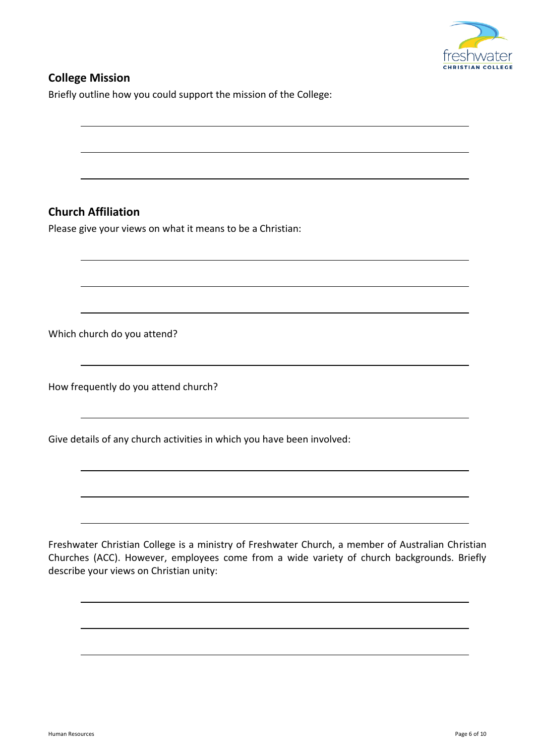## College Mission

Briefly outline how you could support the mission of the College:

## Church Affiliation

Please give your views on what it means to be a Christian:

Which church do you attend?

How frequently do you attend church?

Give details of any church activities in which you have been involved:

Freshwater Christian College is a ministry of Freshwater Church, a member of Australian Christian Churches (ACC). However, employees come from a wide variety of church backgrounds. Briefly describe your views on Christian unity: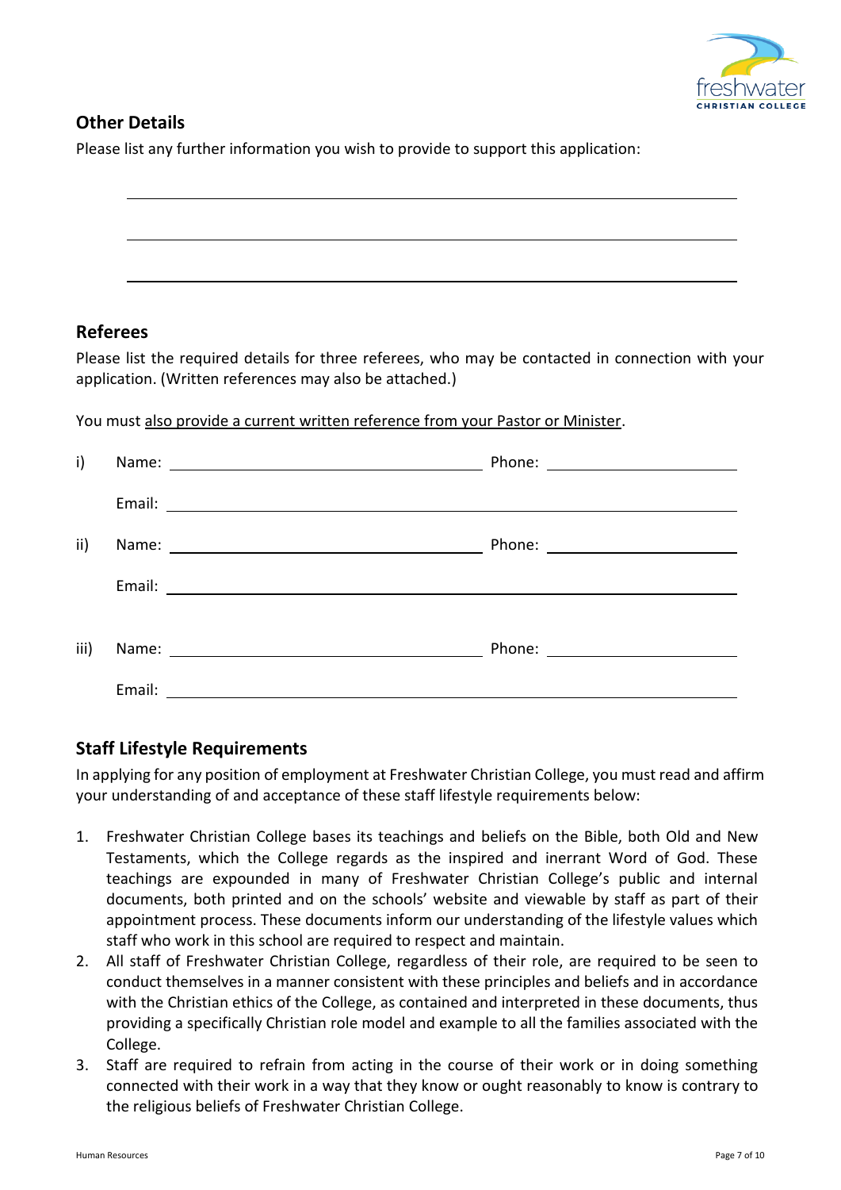## Other Details

Please list any further information you wish to provide to support this application:

\_\_\_\_\_\_\_\_\_\_\_\_\_\_\_\_\_\_\_\_\_\_\_\_\_\_\_\_\_\_\_\_\_\_\_\_\_\_\_\_\_\_\_\_\_\_\_\_\_\_\_\_\_\_\_\_\_\_\_\_

\_\_\_\_\_\_\_\_\_\_\_\_\_\_\_\_\_\_\_\_\_\_\_\_\_\_\_\_\_\_\_\_\_\_\_\_\_\_\_\_\_\_\_\_\_\_\_\_\_\_\_\_\_\_\_\_\_\_\_\_

\_\_\_\_\_\_\_\_\_\_\_\_\_\_\_\_\_\_\_\_\_\_\_\_\_\_\_\_\_\_\_\_\_\_\_\_\_\_\_\_\_\_\_\_\_\_\_\_\_\_\_\_\_\_\_\_\_\_\_\_

## Referees

Please list the required details for three referees, who may be contacted in connection with your application. (Written references may also be attached.)

You must <u>also provide a current written reference from your Pastor or Minister</u>.

i) Name: \_\_\_\_\_\_\_\_\_\_\_\_\_\_\_\_\_\_\_\_\_\_\_\_\_\_\_\_ Phone: \_\_\_\_\_\_\_\_\_\_\_\_\_\_\_\_\_\_

Email: \_\_\_\_\_\_\_\_\_\_\_\_\_\_\_\_\_\_\_\_\_\_\_\_\_\_\_\_\_\_\_\_\_\_\_\_\_\_\_\_\_\_\_\_\_\_\_\_\_\_

ii) Name: \_\_\_\_\_\_\_\_\_\_\_\_\_\_\_\_\_\_\_\_\_\_\_\_\_\_\_\_ Phone: \_\_\_\_\_\_\_\_\_\_\_\_\_\_\_\_\_\_

Email: \_\_\_\_\_\_\_\_\_\_\_\_\_\_\_\_\_\_\_\_\_\_\_\_\_\_\_\_\_\_\_\_\_\_\_\_\_\_\_\_\_\_\_\_\_\_\_\_\_\_

iii) Name: \_\_\_\_\_\_\_\_\_\_\_\_\_\_\_\_\_\_\_\_\_\_\_\_\_\_\_\_ Phone: \_\_\_\_\_\_\_\_\_\_\_\_\_\_\_\_\_\_

Email: \_\_\_\_\_\_\_\_\_\_\_\_\_\_\_\_\_\_\_\_\_\_\_\_\_\_\_\_\_\_\_\_\_\_\_\_\_\_\_\_\_\_\_\_\_\_\_\_\_\_

## Staff Lifestyle Requirements

In applying for any position of employment at Freshwater Christian College, you must read and affirm your understanding of and acceptance of these staff lifestyle requirements below:

1. Freshwater Christian College bases its teachings and beliefs on the Bible, both Old and New Testaments, which the College regards as the inspired and inerrant Word of God. These teachings are expounded in many of Freshwater Christian College's public and internal documents, both printed and on the schools' website and viewable by staff as part of their appointment process. These documents inform our understanding of the lifestyle values which staff who work in this school are required to respect and maintain.
2. All staff of Freshwater Christian College, regardless of their role, are required to be seen to conduct themselves in a manner consistent with these principles and beliefs and in accordance with the Christian ethics of the College, as contained and interpreted in these documents, thus providing a specifically Christian role model and example to all the families associated with the College.
3. Staff are required to refrain from acting in the course of their work or in doing something connected with their work in a way that they know or ought reasonably to know is contrary to the religious beliefs of Freshwater Christian College.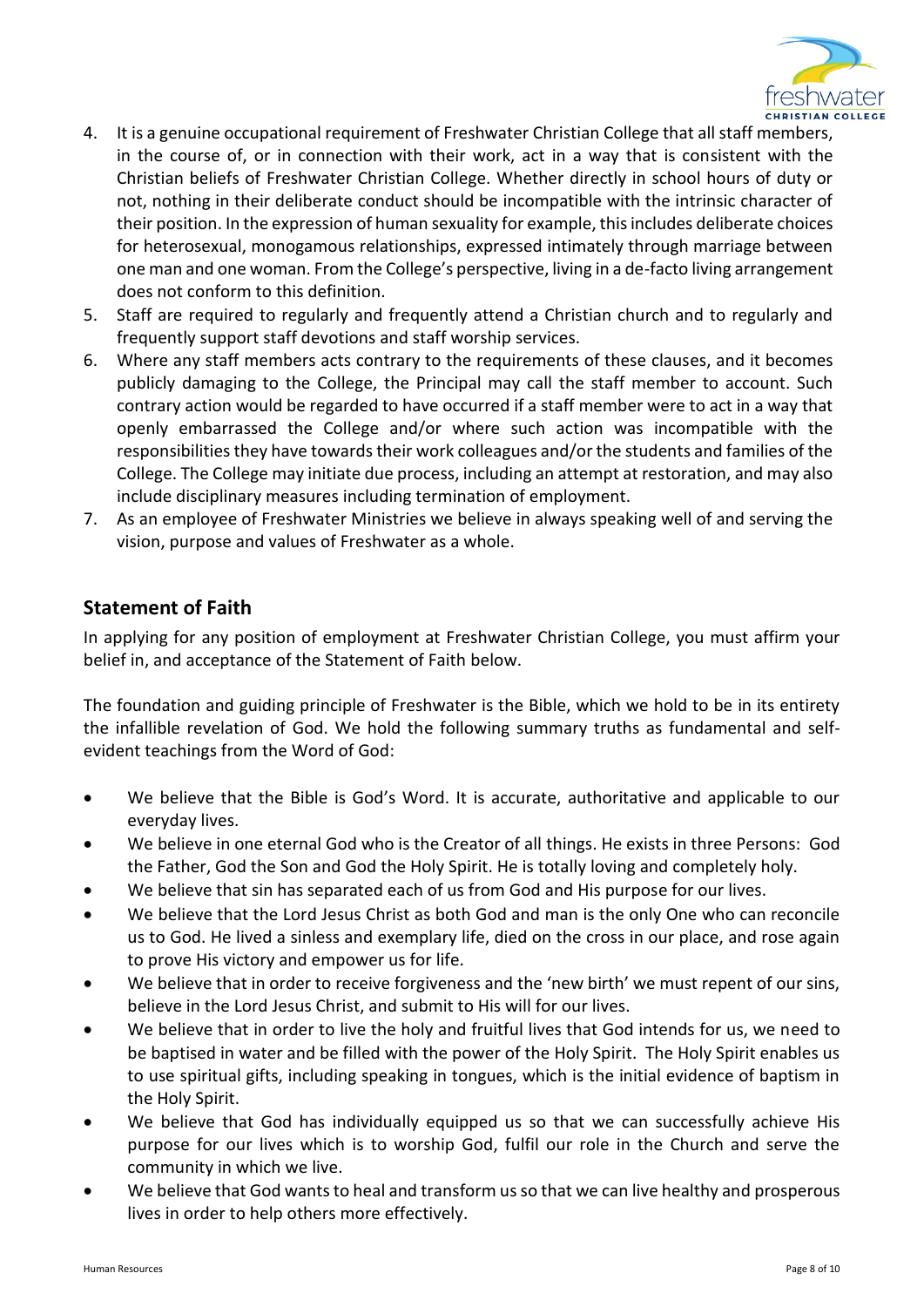4. It is a genuine occupational requirement of Freshwater Christian College that all staff members, in the course of, or in connection with their work, act in a way that is consistent with the Christian beliefs of Freshwater Christian College. Whether directly in school hours of duty or not, nothing in their deliberate conduct should be incompatible with the intrinsic character of their position. In the expression of human sexuality for example, this includes deliberate choices for heterosexual, monogamous relationships, expressed intimately through marriage between one man and one woman. From the College's perspective, living in a de-facto living arrangement does not conform to this definition.
5. Staff are required to regularly and frequently attend a Christian church and to regularly and frequently support staff devotions and staff worship services.
6. Where any staff members acts contrary to the requirements of these clauses, and it becomes publicly damaging to the College, the Principal may call the staff member to account. Such contrary action would be regarded to have occurred if a staff member were to act in a way that openly embarrassed the College and/or where such action was incompatible with the responsibilities they have towards their work colleagues and/or the students and families of the College. The College may initiate due process, including an attempt at restoration, and may also include disciplinary measures including termination of employment.
7. As an employee of Freshwater Ministries we believe in always speaking well of and serving the vision, purpose and values of Freshwater as a whole.

## Statement of Faith

In applying for any position of employment at Freshwater Christian College, you must affirm your belief in, and acceptance of the Statement of Faith below.

The foundation and guiding principle of Freshwater is the Bible, which we hold to be in its entirety the infallible revelation of God. We hold the following summary truths as fundamental and self-evident teachings from the Word of God:

- We believe that the Bible is God's Word. It is accurate, authoritative and applicable to our everyday lives.
- We believe in one eternal God who is the Creator of all things. He exists in three Persons: God the Father, God the Son and God the Holy Spirit. He is totally loving and completely holy.
- We believe that sin has separated each of us from God and His purpose for our lives.
- We believe that the Lord Jesus Christ as both God and man is the only One who can reconcile us to God. He lived a sinless and exemplary life, died on the cross in our place, and rose again to prove His victory and empower us for life.
- We believe that in order to receive forgiveness and the 'new birth' we must repent of our sins, believe in the Lord Jesus Christ, and submit to His will for our lives.
- We believe that in order to live the holy and fruitful lives that God intends for us, we need to be baptised in water and be filled with the power of the Holy Spirit. The Holy Spirit enables us to use spiritual gifts, including speaking in tongues, which is the initial evidence of baptism in the Holy Spirit.
- We believe that God has individually equipped us so that we can successfully achieve His purpose for our lives which is to worship God, fulfil our role in the Church and serve the community in which we live.
- We believe that God wants to heal and transform us so that we can live healthy and prosperous lives in order to help others more effectively.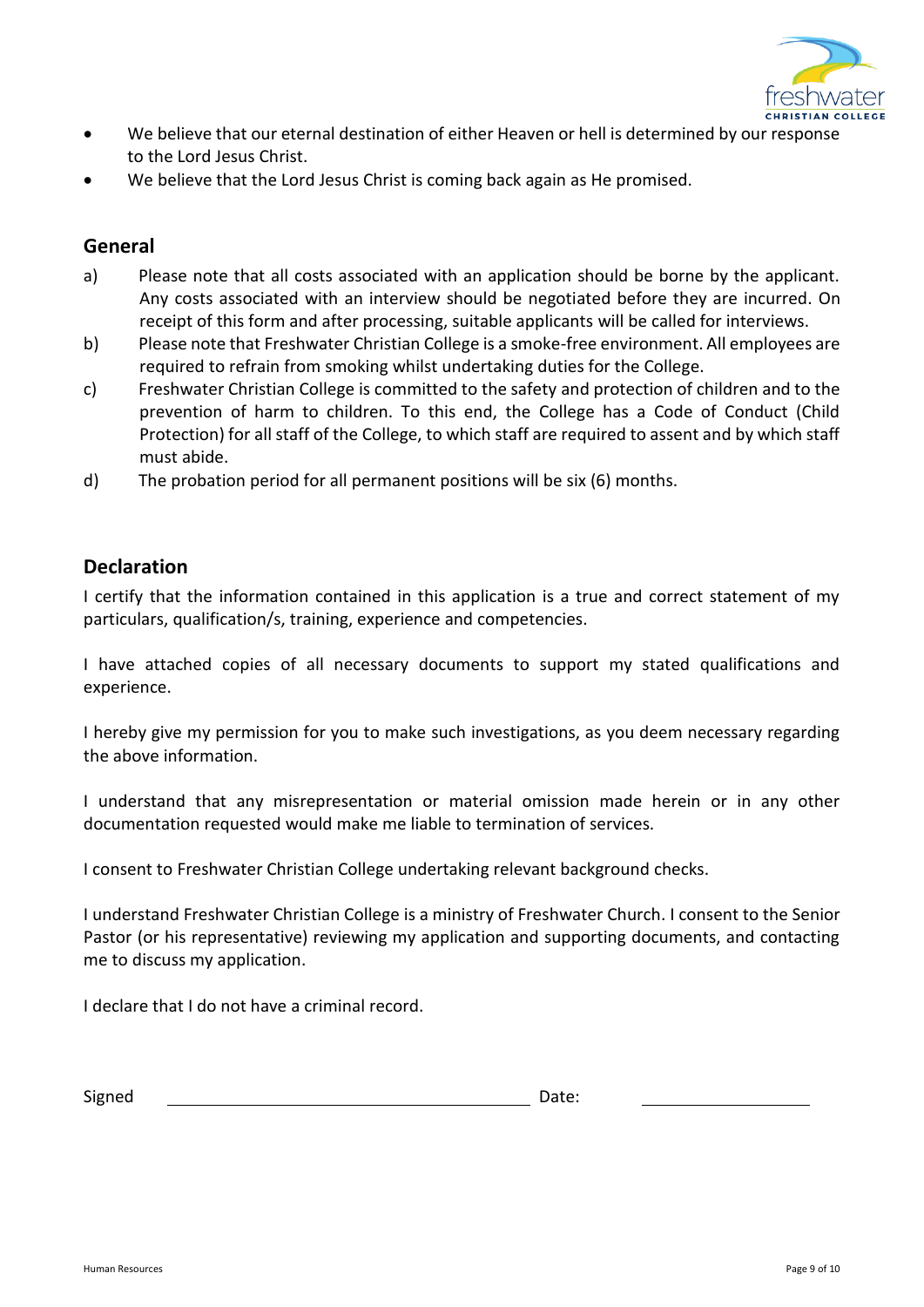- We believe that our eternal destination of either Heaven or hell is determined by our response to the Lord Jesus Christ.
- We believe that the Lord Jesus Christ is coming back again as He promised.

## General

a) Please note that all costs associated with an application should be borne by the applicant. Any costs associated with an interview should be negotiated before they are incurred. On receipt of this form and after processing, suitable applicants will be called for interviews.

b) Please note that Freshwater Christian College is a smoke-free environment. All employees are required to refrain from smoking whilst undertaking duties for the College.

c) Freshwater Christian College is committed to the safety and protection of children and to the prevention of harm to children. To this end, the College has a Code of Conduct (Child Protection) for all staff of the College, to which staff are required to assent and by which staff must abide.

d) The probation period for all permanent positions will be six (6) months.

## Declaration

I certify that the information contained in this application is a true and correct statement of my particulars, qualification/s, training, experience and competencies.

I have attached copies of all necessary documents to support my stated qualifications and experience.

I hereby give my permission for you to make such investigations, as you deem necessary regarding the above information.

I understand that any misrepresentation or material omission made herein or in any other documentation requested would make me liable to termination of services.

I consent to Freshwater Christian College undertaking relevant background checks.

I understand Freshwater Christian College is a ministry of Freshwater Church. I consent to the Senior Pastor (or his representative) reviewing my application and supporting documents, and contacting me to discuss my application.

I declare that I do not have a criminal record.

Signed \_\_\_\_\_\_\_\_\_\_\_\_\_\_\_\_\_\_\_\_\_\_\_\_\_\_\_\_\_\_\_\_\_\_\_\_ Date: \_\_\_\_\_\_\_\_\_\_\_\_\_\_\_\_\_\_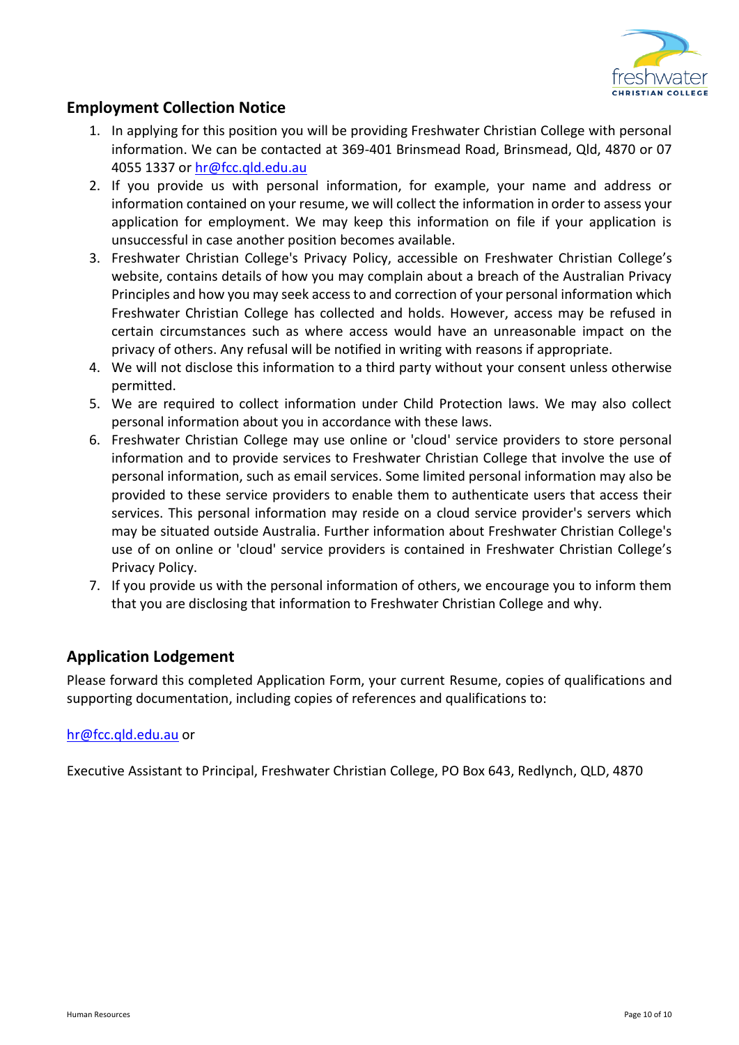## Employment Collection Notice

1. In applying for this position you will be providing Freshwater Christian College with personal information. We can be contacted at 369-401 Brinsmead Road, Brinsmead, Qld, 4870 or 07 4055 1337 or hr@fcc.qld.edu.au
2. If you provide us with personal information, for example, your name and address or information contained on your resume, we will collect the information in order to assess your application for employment. We may keep this information on file if your application is unsuccessful in case another position becomes available.
3. Freshwater Christian College's Privacy Policy, accessible on Freshwater Christian College's website, contains details of how you may complain about a breach of the Australian Privacy Principles and how you may seek access to and correction of your personal information which Freshwater Christian College has collected and holds. However, access may be refused in certain circumstances such as where access would have an unreasonable impact on the privacy of others. Any refusal will be notified in writing with reasons if appropriate.
4. We will not disclose this information to a third party without your consent unless otherwise permitted.
5. We are required to collect information under Child Protection laws. We may also collect personal information about you in accordance with these laws.
6. Freshwater Christian College may use online or 'cloud' service providers to store personal information and to provide services to Freshwater Christian College that involve the use of personal information, such as email services. Some limited personal information may also be provided to these service providers to enable them to authenticate users that access their services. This personal information may reside on a cloud service provider's servers which may be situated outside Australia. Further information about Freshwater Christian College's use of on online or 'cloud' service providers is contained in Freshwater Christian College's Privacy Policy.
7. If you provide us with the personal information of others, we encourage you to inform them that you are disclosing that information to Freshwater Christian College and why.

## Application Lodgement

Please forward this completed Application Form, your current Resume, copies of qualifications and supporting documentation, including copies of references and qualifications to:

hr@fcc.qld.edu.au or

Executive Assistant to Principal, Freshwater Christian College, PO Box 643, Redlynch, QLD, 4870